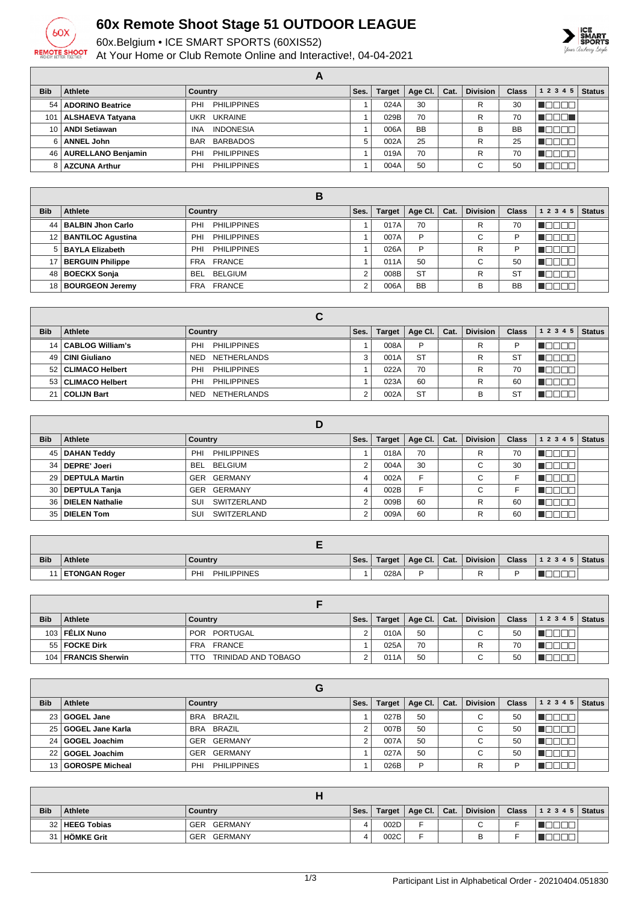# 60x Remote Shoot Stage 51 OUTDOOR LEAGUE

60x.Belgium • ICE SMART SPORTS (60XIS52)

At Your Home or Club Remote Online and Interactive!, 04-04-2021

## A

| Bib | Athlete | Country | Ses. | Target | Age Cl. | Cat. | Division | Class | 1 2 3 4 5 | Status |
|---|---|---|---|---|---|---|---|---|---|---|
| 54 | **ADORINO Beatrice** | PHI PHILIPPINES | 1 | 024A | 30 | | R | 30 | | |
| 101 | **ALSHAEVA Tatyana** | UKR UKRAINE | 1 | 029B | 70 | | R | 70 | | |
| 10 | **ANDI Setiawan** | INA INDONESIA | 1 | 006A | BB | | B | BB | | |
| 6 | **ANNEL John** | BAR BARBADOS | 5 | 002A | 25 | | R | 25 | | |
| 46 | **AURELLANO Benjamin** | PHI PHILIPPINES | 1 | 019A | 70 | | R | 70 | | |
| 8 | **AZCUNA Arthur** | PHI PHILIPPINES | 1 | 004A | 50 | | C | 50 | | |

## B

| Bib | Athlete | Country | Ses. | Target | Age Cl. | Cat. | Division | Class | 1 2 3 4 5 | Status |
|---|---|---|---|---|---|---|---|---|---|---|
| 44 | **BALBIN Jhon Carlo** | PHI PHILIPPINES | 1 | 017A | 70 | | R | 70 | | |
| 12 | **BANTILOC Agustina** | PHI PHILIPPINES | 1 | 007A | P | | C | P | | |
| 5 | **BAYLA Elizabeth** | PHI PHILIPPINES | 1 | 026A | P | | R | P | | |
| 17 | **BERGUIN Philippe** | FRA FRANCE | 1 | 011A | 50 | | C | 50 | | |
| 48 | **BOECKX Sonja** | BEL BELGIUM | 2 | 008B | ST | | R | ST | | |
| 18 | **BOURGEON Jeremy** | FRA FRANCE | 2 | 006A | BB | | B | BB | | |

## C

| Bib | Athlete | Country | Ses. | Target | Age Cl. | Cat. | Division | Class | 1 2 3 4 5 | Status |
|---|---|---|---|---|---|---|---|---|---|---|
| 14 | **CABLOG William's** | PHI PHILIPPINES | 1 | 008A | P | | R | P | | |
| 49 | **CINI Giuliano** | NED NETHERLANDS | 3 | 001A | ST | | R | ST | | |
| 52 | **CLIMACO Helbert** | PHI PHILIPPINES | 1 | 022A | 70 | | R | 70 | | |
| 53 | **CLIMACO Helbert** | PHI PHILIPPINES | 1 | 023A | 60 | | R | 60 | | |
| 21 | **COLIJN Bart** | NED NETHERLANDS | 2 | 002A | ST | | B | ST | | |

## D

| Bib | Athlete | Country | Ses. | Target | Age Cl. | Cat. | Division | Class | 1 2 3 4 5 | Status |
|---|---|---|---|---|---|---|---|---|---|---|
| 45 | **DAHAN Teddy** | PHI PHILIPPINES | 1 | 018A | 70 | | R | 70 | | |
| 34 | **DEPRE' Joeri** | BEL BELGIUM | 2 | 004A | 30 | | C | 30 | | |
| 29 | **DEPTULA Martin** | GER GERMANY | 4 | 002A | F | | C | F | | |
| 30 | **DEPTULA Tanja** | GER GERMANY | 4 | 002B | F | | C | F | | |
| 36 | **DIELEN Nathalie** | SUI SWITZERLAND | 2 | 009B | 60 | | R | 60 | | |
| 35 | **DIELEN Tom** | SUI SWITZERLAND | 2 | 009A | 60 | | R | 60 | | |

## E

| Bib | Athlete | Country | Ses. | Target | Age Cl. | Cat. | Division | Class | 1 2 3 4 5 | Status |
|---|---|---|---|---|---|---|---|---|---|---|
| 11 | **ETONGAN Roger** | PHI PHILIPPINES | 1 | 028A | P | | R | P | | |

## F

| Bib | Athlete | Country | Ses. | Target | Age Cl. | Cat. | Division | Class | 1 2 3 4 5 | Status |
|---|---|---|---|---|---|---|---|---|---|---|
| 103 | **FÉLIX Nuno** | POR PORTUGAL | 2 | 010A | 50 | | C | 50 | | |
| 55 | **FOCKE Dirk** | FRA FRANCE | 1 | 025A | 70 | | R | 70 | | |
| 104 | **FRANCIS Sherwin** | TTO TRINIDAD AND TOBAGO | 2 | 011A | 50 | | C | 50 | | |

## G

| Bib | Athlete | Country | Ses. | Target | Age Cl. | Cat. | Division | Class | 1 2 3 4 5 | Status |
|---|---|---|---|---|---|---|---|---|---|---|
| 23 | **GOGEL Jane** | BRA BRAZIL | 1 | 027B | 50 | | C | 50 | | |
| 25 | **GOGEL Jane Karla** | BRA BRAZIL | 2 | 007B | 50 | | C | 50 | | |
| 24 | **GOGEL Joachim** | GER GERMANY | 2 | 007A | 50 | | C | 50 | | |
| 22 | **GOGEL Joachim** | GER GERMANY | 1 | 027A | 50 | | C | 50 | | |
| 13 | **GOROSPE Micheal** | PHI PHILIPPINES | 1 | 026B | P | | R | P | | |

## H

| Bib | Athlete | Country | Ses. | Target | Age Cl. | Cat. | Division | Class | 1 2 3 4 5 | Status |
|---|---|---|---|---|---|---|---|---|---|---|
| 32 | **HEEG Tobias** | GER GERMANY | 4 | 002D | F | | C | F | | |
| 31 | **HÖMKE Grit** | GER GERMANY | 4 | 002C | F | | B | F | | |

Participant List in Alphabetical Order - 20210404.051830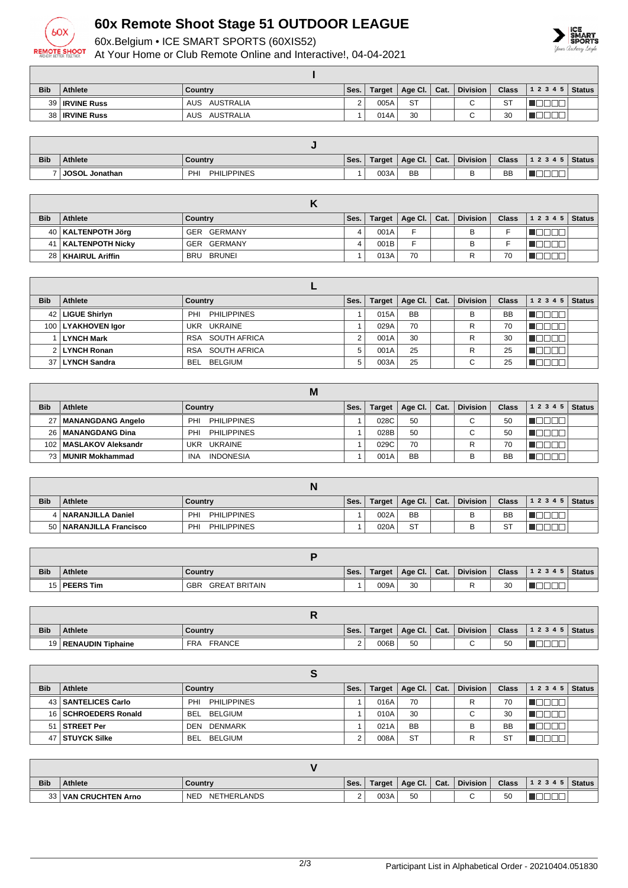# 60x Remote Shoot Stage 51 OUTDOOR LEAGUE

60x.Belgium • ICE SMART SPORTS (60XIS52)

At Your Home or Club Remote Online and Interactive!, 04-04-2021

| I | | | | | | | | | | |
|---|---|---|---|---|---|---|---|---|---|---|
| **Bib** | **Athlete** | **Country** | **Ses.** | **Target** | **Age Cl.** | **Cat.** | **Division** | **Class** | **1 2 3 4 5** | **Status** |
| 39 | **IRVINE Russ** | AUS AUSTRALIA | 2 | 005A | ST | | C | ST | | |
| 38 | **IRVINE Russ** | AUS AUSTRALIA | 1 | 014A | 30 | | C | 30 | | |

| J | | | | | | | | | | |
|---|---|---|---|---|---|---|---|---|---|---|
| **Bib** | **Athlete** | **Country** | **Ses.** | **Target** | **Age Cl.** | **Cat.** | **Division** | **Class** | **1 2 3 4 5** | **Status** |
| 7 | **JOSOL Jonathan** | PHI PHILIPPINES | 1 | 003A | BB | | B | BB | | |

| K | | | | | | | | | | |
|---|---|---|---|---|---|---|---|---|---|---|
| **Bib** | **Athlete** | **Country** | **Ses.** | **Target** | **Age Cl.** | **Cat.** | **Division** | **Class** | **1 2 3 4 5** | **Status** |
| 40 | **KALTENPOTH Jörg** | GER GERMANY | 4 | 001A | F | | B | F | | |
| 41 | **KALTENPOTH Nicky** | GER GERMANY | 4 | 001B | F | | B | F | | |
| 28 | **KHAIRUL Ariffin** | BRU BRUNEI | 1 | 013A | 70 | | R | 70 | | |

| L | | | | | | | | | | |
|---|---|---|---|---|---|---|---|---|---|---|
| **Bib** | **Athlete** | **Country** | **Ses.** | **Target** | **Age Cl.** | **Cat.** | **Division** | **Class** | **1 2 3 4 5** | **Status** |
| 42 | **LIGUE Shirlyn** | PHI PHILIPPINES | 1 | 015A | BB | | B | BB | | |
| 100 | **LYAKHOVEN Igor** | UKR UKRAINE | 1 | 029A | 70 | | R | 70 | | |
| 1 | **LYNCH Mark** | RSA SOUTH AFRICA | 2 | 001A | 30 | | R | 30 | | |
| 2 | **LYNCH Ronan** | RSA SOUTH AFRICA | 5 | 001A | 25 | | R | 25 | | |
| 37 | **LYNCH Sandra** | BEL BELGIUM | 5 | 003A | 25 | | C | 25 | | |

| M | | | | | | | | | | |
|---|---|---|---|---|---|---|---|---|---|---|
| **Bib** | **Athlete** | **Country** | **Ses.** | **Target** | **Age Cl.** | **Cat.** | **Division** | **Class** | **1 2 3 4 5** | **Status** |
| 27 | **MANANGDANG Angelo** | PHI PHILIPPINES | 1 | 028C | 50 | | C | 50 | | |
| 26 | **MANANGDANG Dina** | PHI PHILIPPINES | 1 | 028B | 50 | | C | 50 | | |
| 102 | **MASLAKOV Aleksandr** | UKR UKRAINE | 1 | 029C | 70 | | R | 70 | | |
| 73 | **MUNIR Mokhammad** | INA INDONESIA | 1 | 001A | BB | | B | BB | | |

| N | | | | | | | | | | |
|---|---|---|---|---|---|---|---|---|---|---|
| **Bib** | **Athlete** | **Country** | **Ses.** | **Target** | **Age Cl.** | **Cat.** | **Division** | **Class** | **1 2 3 4 5** | **Status** |
| 4 | **NARANJILLA Daniel** | PHI PHILIPPINES | 1 | 002A | BB | | B | BB | | |
| 50 | **NARANJILLA Francisco** | PHI PHILIPPINES | 1 | 020A | ST | | B | ST | | |

| P | | | | | | | | | | |
|---|---|---|---|---|---|---|---|---|---|---|
| **Bib** | **Athlete** | **Country** | **Ses.** | **Target** | **Age Cl.** | **Cat.** | **Division** | **Class** | **1 2 3 4 5** | **Status** |
| 15 | **PEERS Tim** | GBR GREAT BRITAIN | 1 | 009A | 30 | | R | 30 | | |

| R | | | | | | | | | | |
|---|---|---|---|---|---|---|---|---|---|---|
| **Bib** | **Athlete** | **Country** | **Ses.** | **Target** | **Age Cl.** | **Cat.** | **Division** | **Class** | **1 2 3 4 5** | **Status** |
| 19 | **RENAUDIN Tiphaine** | FRA FRANCE | 2 | 006B | 50 | | C | 50 | | |

| S | | | | | | | | | | |
|---|---|---|---|---|---|---|---|---|---|---|
| **Bib** | **Athlete** | **Country** | **Ses.** | **Target** | **Age Cl.** | **Cat.** | **Division** | **Class** | **1 2 3 4 5** | **Status** |
| 43 | **SANTELICES Carlo** | PHI PHILIPPINES | 1 | 016A | 70 | | R | 70 | | |
| 16 | **SCHROEDERS Ronald** | BEL BELGIUM | 1 | 010A | 30 | | C | 30 | | |
| 51 | **STREET Per** | DEN DENMARK | 1 | 021A | BB | | B | BB | | |
| 47 | **STUYCK Silke** | BEL BELGIUM | 2 | 008A | ST | | R | ST | | |

| V | | | | | | | | | | |
|---|---|---|---|---|---|---|---|---|---|---|
| **Bib** | **Athlete** | **Country** | **Ses.** | **Target** | **Age Cl.** | **Cat.** | **Division** | **Class** | **1 2 3 4 5** | **Status** |
| 33 | **VAN CRUCHTEN Arno** | NED NETHERLANDS | 2 | 003A | 50 | | C | 50 | | |

Participant List in Alphabetical Order - 20210404.051830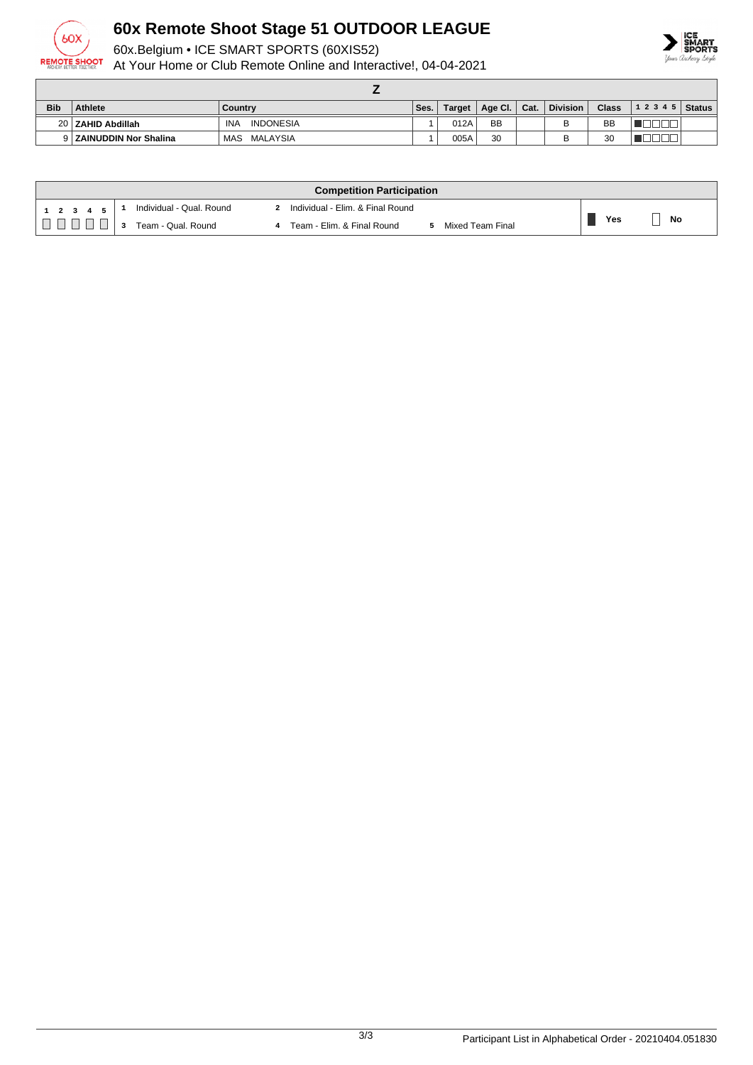# 60x Remote Shoot Stage 51 OUTDOOR LEAGUE

60x.Belgium • ICE SMART SPORTS (60XIS52)

At Your Home or Club Remote Online and Interactive!, 04-04-2021

| Z | | | | | | | | | | |
|---|---|---|---|---|---|---|---|---|---|---|
| **Bib** | **Athlete** | **Country** | **Ses.** | **Target** | **Age Cl.** | **Cat.** | **Division** | **Class** | **1 2 3 4 5** | **Status** |
| 20 | **ZAHID Abdillah** | INA INDONESIA | 1 | 012A | BB | | B | BB | ■□□□□ | |
| 9 | **ZAINUDDIN Nor Shalina** | MAS MALAYSIA | 1 | 005A | 30 | | B | 30 | ■□□□□ | |

| Competition Participation | | | | | |
|---|---|---|---|---|---|
| 1 2 3 4 5 | 1 Individual - Qual. Round | 2 Individual - Elim. & Final Round | | ■ Yes | □ No |
| □ □ □ □ □ | 3 Team - Qual. Round | 4 Team - Elim. & Final Round | 5 Mixed Team Final | | |

Participant List in Alphabetical Order - 20210404.051830